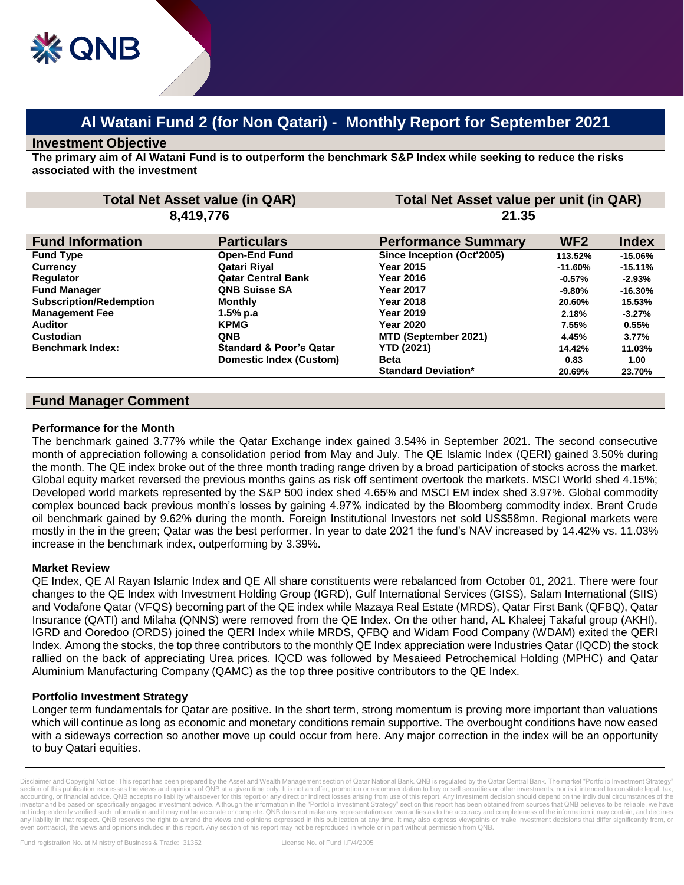# Al Watani Fund 2 (for Non Qatari) - Monthly Report for September 2021

## Investment Objective

**The primary aim of Al Watani Fund is to outperform the benchmark S&P Index while seeking to reduce the risks associated with the investment**

| Total Net Asset value (in QAR) | Total Net Asset value per unit (in QAR) |
|---|---|
| 8,419,776 | 21.35 |

| Fund Information | Particulars | Performance Summary | WF2 | Index |
|---|---|---|---|---|
| **Fund Type** | **Open-End Fund** | **Since Inception (Oct'2005)** | 113.52% | -15.06% |
| **Currency** | **Qatari Riyal** | **Year 2015** | -11.60% | -15.11% |
| **Regulator** | **Qatar Central Bank** | **Year 2016** | -0.57% | -2.93% |
| **Fund Manager** | **QNB Suisse SA** | **Year 2017** | -9.80% | -16.30% |
| **Subscription/Redemption** | **Monthly** | **Year 2018** | 20.60% | 15.53% |
| **Management Fee** | **1.5% p.a** | **Year 2019** | 2.18% | -3.27% |
| **Auditor** | **KPMG** | **Year 2020** | 7.55% | 0.55% |
| **Custodian** | **QNB** | **MTD (September 2021)** | 4.45% | 3.77% |
| **Benchmark Index:** | **Standard & Poor's Qatar Domestic Index (Custom)** | **YTD (2021)** | 14.42% | 11.03% |
| | | **Beta** | 0.83 | 1.00 |
| | | **Standard Deviation*** | 20.69% | 23.70% |

## Fund Manager Comment

### Performance for the Month

The benchmark gained 3.77% while the Qatar Exchange index gained 3.54% in September 2021. The second consecutive month of appreciation following a consolidation period from May and July. The QE Islamic Index (QERI) gained 3.50% during the month. The QE index broke out of the three month trading range driven by a broad participation of stocks across the market. Global equity market reversed the previous months gains as risk off sentiment overtook the markets. MSCI World shed 4.15%; Developed world markets represented by the S&P 500 index shed 4.65% and MSCI EM index shed 3.97%. Global commodity complex bounced back previous month's losses by gaining 4.97% indicated by the Bloomberg commodity index. Brent Crude oil benchmark gained by 9.62% during the month. Foreign Institutional Investors net sold US$58mn. Regional markets were mostly in the in the green; Qatar was the best performer. In year to date 2021 the fund's NAV increased by 14.42% vs. 11.03% increase in the benchmark index, outperforming by 3.39%.

### Market Review

QE Index, QE Al Rayan Islamic Index and QE All share constituents were rebalanced from October 01, 2021. There were four changes to the QE Index with Investment Holding Group (IGRD), Gulf International Services (GISS), Salam International (SIIS) and Vodafone Qatar (VFQS) becoming part of the QE index while Mazaya Real Estate (MRDS), Qatar First Bank (QFBQ), Qatar Insurance (QATI) and Milaha (QNNS) were removed from the QE Index. On the other hand, AL Khaleej Takaful group (AKHI), IGRD and Ooredoo (ORDS) joined the QERI Index while MRDS, QFBQ and Widam Food Company (WDAM) exited the QERI Index. Among the stocks, the top three contributors to the monthly QE Index appreciation were Industries Qatar (IQCD) the stock rallied on the back of appreciating Urea prices. IQCD was followed by Mesaieed Petrochemical Holding (MPHC) and Qatar Aluminium Manufacturing Company (QAMC) as the top three positive contributors to the QE Index.

### Portfolio Investment Strategy

Longer term fundamentals for Qatar are positive. In the short term, strong momentum is proving more important than valuations which will continue as long as economic and monetary conditions remain supportive. The overbought conditions have now eased with a sideways correction so another move up could occur from here. Any major correction in the index will be an opportunity to buy Qatari equities.

Disclaimer and Copyright Notice: This report has been prepared by the Asset and Wealth Management section of Qatar National Bank. QNB is regulated by the Qatar Central Bank. The market "Portfolio Investment Strategy" section of this publication expresses the views and opinions of QNB at a given time only. It is not an offer, promotion or recommendation to buy or sell securities or other investments, nor is it intended to constitute legal, tax, accounting, or financial advice. QNB accepts no liability whatsoever for this report or any direct or indirect losses arising from use of this report. Any investment decision should depend on the individual circumstances of the investor and be based on specifically engaged investment advice. Although the information in the "Portfolio Investment Strategy" section this report has been obtained from sources that QNB believes to be reliable, we have not independently verified such information and it may not be accurate or complete. QNB does not make any representations or warranties as to the accuracy and completeness of the information it may contain, and declines any liability in that respect. QNB reserves the right to amend the views and opinions expressed in this publication at any time. It may also express viewpoints or make investment decisions that differ significantly from, or even contradict, the views and opinions included in this report. Any section of his report may not be reproduced in whole or in part without permission from QNB.

Fund registration No. at Ministry of Business & Trade: 31352 License No. of Fund I.F/4/2005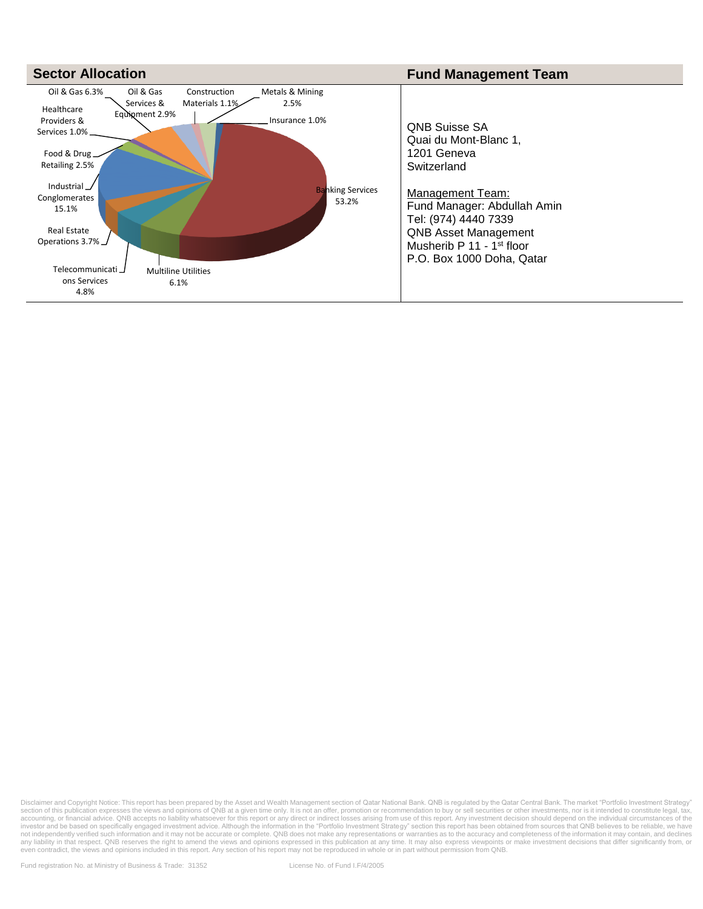## Sector Allocation

Oil & Gas 6.3%
Oil & Gas Services & Equipment 2.9%
Construction Materials 1.1%
Metals & Mining 2.5%
Insurance 1.0%
Healthcare Providers & Services 1.0%
Food & Drug Retailing 2.5%
Industrial Conglomerates 15.1%
Real Estate Operations 3.7%
Telecommunications Services 4.8%
Multiline Utilities 6.1%
Banking Services 53.2%

## Fund Management Team

QNB Suisse SA
Quai du Mont-Blanc 1,
1201 Geneva
Switzerland

Management Team:
Fund Manager: Abdullah Amin
Tel: (974) 4440 7339
QNB Asset Management
Musherib P 11 - 1st floor
P.O. Box 1000 Doha, Qatar

Disclaimer and Copyright Notice: This report has been prepared by the Asset and Wealth Management section of Qatar National Bank. QNB is regulated by the Qatar Central Bank. The market "Portfolio Investment Strategy" section of this publication expresses the views and opinions of QNB at a given time only. It is not an offer, promotion or recommendation to buy or sell securities or other investments, nor is it intended to constitute legal, tax, accounting, or financial advice. QNB accepts no liability whatsoever for this report or any direct or indirect losses arising from use of this report. Any investment decision should depend on the individual circumstances of the investor and be based on specifically engaged investment advice. Although the information in the "Portfolio Investment Strategy" section this report has been obtained from sources that QNB believes to be reliable, we have not independently verified such information and it may not be accurate or complete. QNB does not make any representations or warranties as to the accuracy and completeness of the information it may contain, and declines any liability in that respect. QNB reserves the right to amend the views and opinions expressed in this publication at any time. It may also express viewpoints or make investment decisions that differ significantly from, or even contradict, the views and opinions included in this report. Any section of his report may not be reproduced in whole or in part without permission from QNB.

Fund registration No. at Ministry of Business & Trade: 31352 License No. of Fund I.F/4/2005